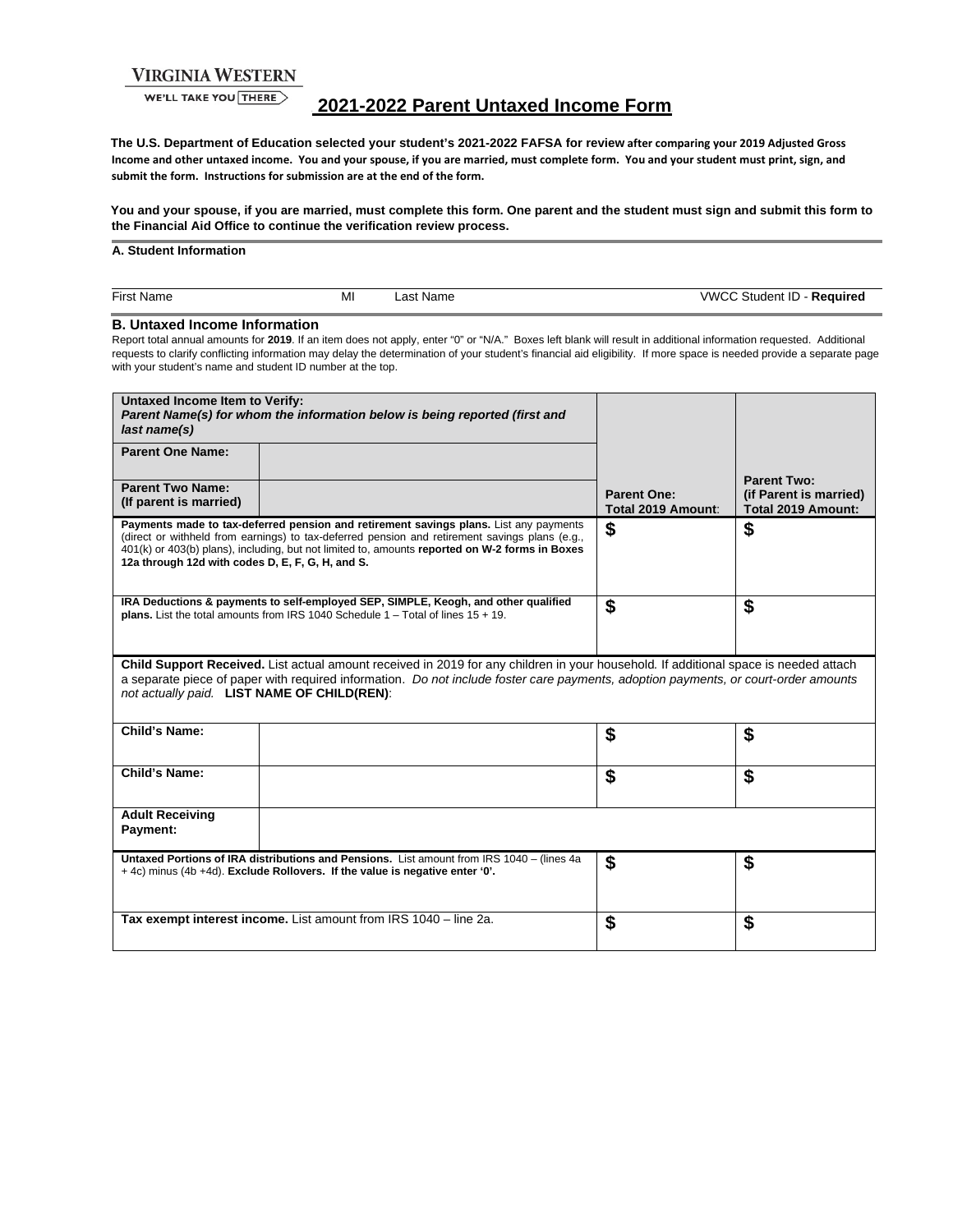VIRGINIA WESTERN

WE'LL TAKE YOU THERE

# 2021-2022 Parent Untaxed Income Form

**The U.S. Department of Education selected your student's 2021-2022 FAFSA for review after comparing your 2019 Adjusted Gross Income and other untaxed income. You and your spouse, if you are married, must complete form. You and your student must print, sign, and submit the form. Instructions for submission are at the end of the form.**

**You and your spouse, if you are married, must complete this form. One parent and the student must sign and submit this form to the Financial Aid Office to continue the verification review process.**

### A. Student Information

| First Name | MI | Last Name | VWCC Student ID - **Required** |
|---|---|---|---|

### B. Untaxed Income Information

Report total annual amounts for **2019**. If an item does not apply, enter "0" or "N/A." Boxes left blank will result in additional information requested. Additional requests to clarify conflicting information may delay the determination of your student's financial aid eligibility. If more space is needed provide a separate page with your student's name and student ID number at the top.

| **Untaxed Income Item to Verify:** ***Parent Name(s) for whom the information below is being reported (first and last name(s)*** | | **Parent One: Total 2019 Amount:** | **Parent Two: (if Parent is married) Total 2019 Amount:** |
|---|---|---|---|
| **Parent One Name:** | | | |
| **Parent Two Name: (If parent is married)** | | | |
| **Payments made to tax-deferred pension and retirement savings plans.** List any payments (direct or withheld from earnings) to tax-deferred pension and retirement savings plans (e.g., 401(k) or 403(b) plans), including, but not limited to, amounts **reported on W-2 forms in Boxes 12a through 12d with codes D, E, F, G, H, and S.** | | $ | $ |
| **IRA Deductions & payments to self-employed SEP, SIMPLE, Keogh, and other qualified plans.** List the total amounts from IRS 1040 Schedule 1 – Total of lines 15 + 19. | | $ | $ |
| **Child Support Received.** List actual amount received in 2019 for any children in your household. If additional space is needed attach a separate piece of paper with required information. *Do not include foster care payments, adoption payments, or court-order amounts not actually paid.* **LIST NAME OF CHILD(REN)**: | | | |
| **Child's Name:** | | $ | $ |
| **Child's Name:** | | $ | $ |
| **Adult Receiving Payment:** | | | |
| **Untaxed Portions of IRA distributions and Pensions.** List amount from IRS 1040 – (lines 4a + 4c) minus (4b +4d). **Exclude Rollovers. If the value is negative enter '0'.** | | $ | $ |
| **Tax exempt interest income.** List amount from IRS 1040 – line 2a. | | $ | $ |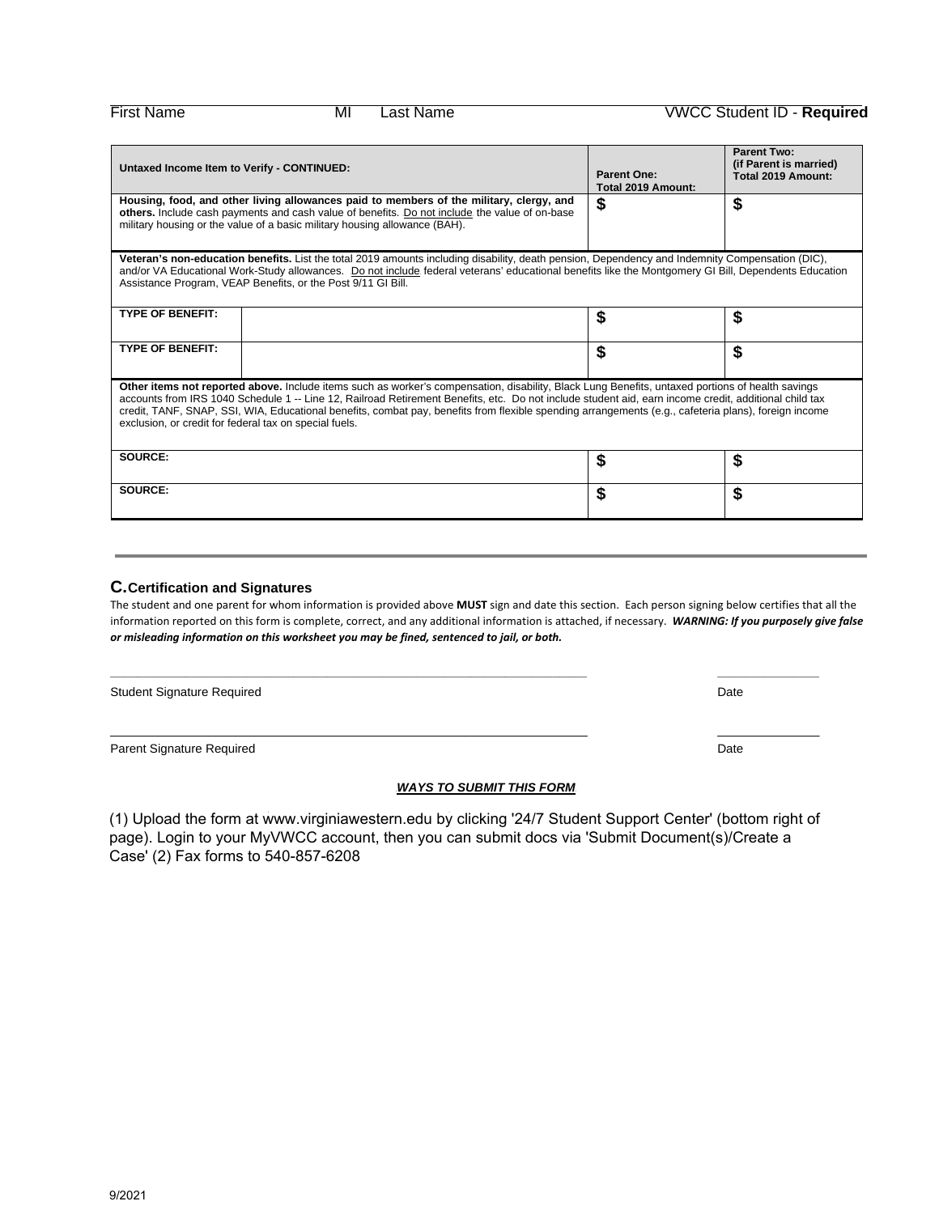First Name MI Last Name VWCC Student ID - **Required**

| **Untaxed Income Item to Verify - CONTINUED:** | | **Parent One: Total 2019 Amount:** | **Parent Two: (if Parent is married) Total 2019 Amount:** |
|---|---|---|---|
| **Housing, food, and other living allowances paid to members of the military, clergy, and others.** Include cash payments and cash value of benefits. Do not include the value of on-base military housing or the value of a basic military housing allowance (BAH). | | **$** | **$** |
| **Veteran's non-education benefits.** List the total 2019 amounts including disability, death pension, Dependency and Indemnity Compensation (DIC), and/or VA Educational Work-Study allowances. Do not include federal veterans' educational benefits like the Montgomery GI Bill, Dependents Education Assistance Program, VEAP Benefits, or the Post 9/11 GI Bill. | | | |
| **TYPE OF BENEFIT:** | | **$** | **$** |
| **TYPE OF BENEFIT:** | | **$** | **$** |
| **Other items not reported above.** Include items such as worker's compensation, disability, Black Lung Benefits, untaxed portions of health savings accounts from IRS 1040 Schedule 1 -- Line 12, Railroad Retirement Benefits, etc. Do not include student aid, earn income credit, additional child tax credit, TANF, SNAP, SSI, WIA, Educational benefits, combat pay, benefits from flexible spending arrangements (e.g., cafeteria plans), foreign income exclusion, or credit for federal tax on special fuels. | | | |
| **SOURCE:** | | **$** | **$** |
| **SOURCE:** | | **$** | **$** |

## C. Certification and Signatures

The student and one parent for whom information is provided above **MUST** sign and date this section. Each person signing below certifies that all the information reported on this form is complete, correct, and any additional information is attached, if necessary. ***WARNING: If you purposely give false or misleading information on this worksheet you may be fined, sentenced to jail, or both.***

Student Signature Required ______________________ Date __________

Parent Signature Required ______________________ Date __________

***WAYS TO SUBMIT THIS FORM***

(1) Upload the form at www.virginiawestern.edu by clicking '24/7 Student Support Center' (bottom right of page). Login to your MyVWCC account, then you can submit docs via 'Submit Document(s)/Create a Case' (2) Fax forms to 540-857-6208

9/2021